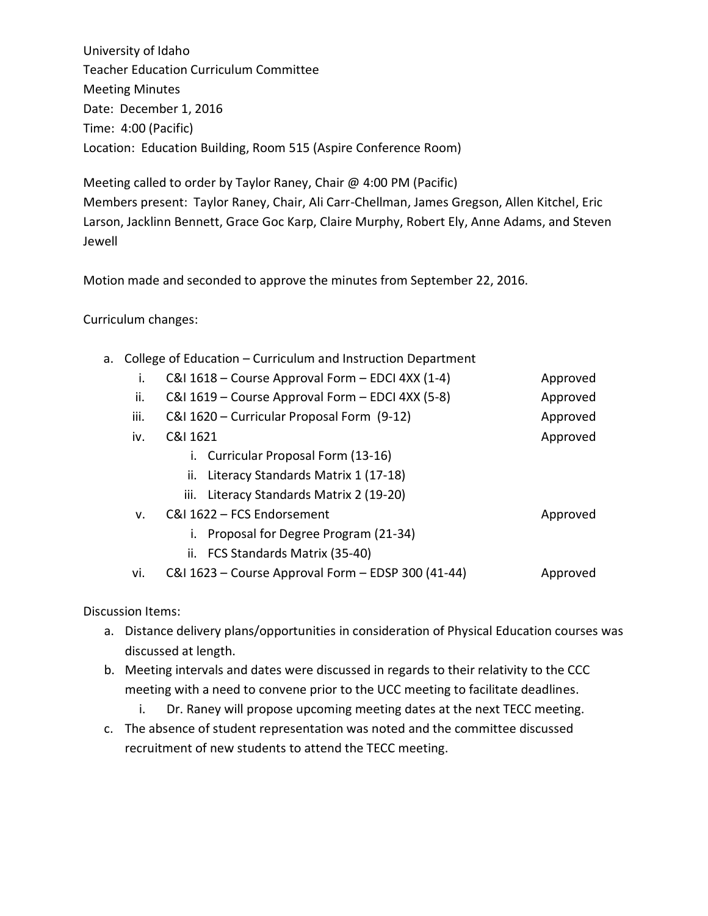University of Idaho
Teacher Education Curriculum Committee
Meeting Minutes
Date: December 1, 2016
Time: 4:00 (Pacific)
Location: Education Building, Room 515 (Aspire Conference Room)

Meeting called to order by Taylor Raney, Chair @ 4:00 PM (Pacific)
Members present: Taylor Raney, Chair, Ali Carr-Chellman, James Gregson, Allen Kitchel, Eric Larson, Jacklinn Bennett, Grace Goc Karp, Claire Murphy, Robert Ely, Anne Adams, and Steven Jewell

Motion made and seconded to approve the minutes from September 22, 2016.

Curriculum changes:

a. College of Education – Curriculum and Instruction Department
   i. C&I 1618 – Course Approval Form – EDCI 4XX (1-4) — Approved
   ii. C&I 1619 – Course Approval Form – EDCI 4XX (5-8) — Approved
   iii. C&I 1620 – Curricular Proposal Form (9-12) — Approved
   iv. C&I 1621 — Approved
      i. Curricular Proposal Form (13-16)
      ii. Literacy Standards Matrix 1 (17-18)
      iii. Literacy Standards Matrix 2 (19-20)
   v. C&I 1622 – FCS Endorsement — Approved
      i. Proposal for Degree Program (21-34)
      ii. FCS Standards Matrix (35-40)
   vi. C&I 1623 – Course Approval Form – EDSP 300 (41-44) — Approved

Discussion Items:

a. Distance delivery plans/opportunities in consideration of Physical Education courses was discussed at length.
b. Meeting intervals and dates were discussed in regards to their relativity to the CCC meeting with a need to convene prior to the UCC meeting to facilitate deadlines.
   i. Dr. Raney will propose upcoming meeting dates at the next TECC meeting.
c. The absence of student representation was noted and the committee discussed recruitment of new students to attend the TECC meeting.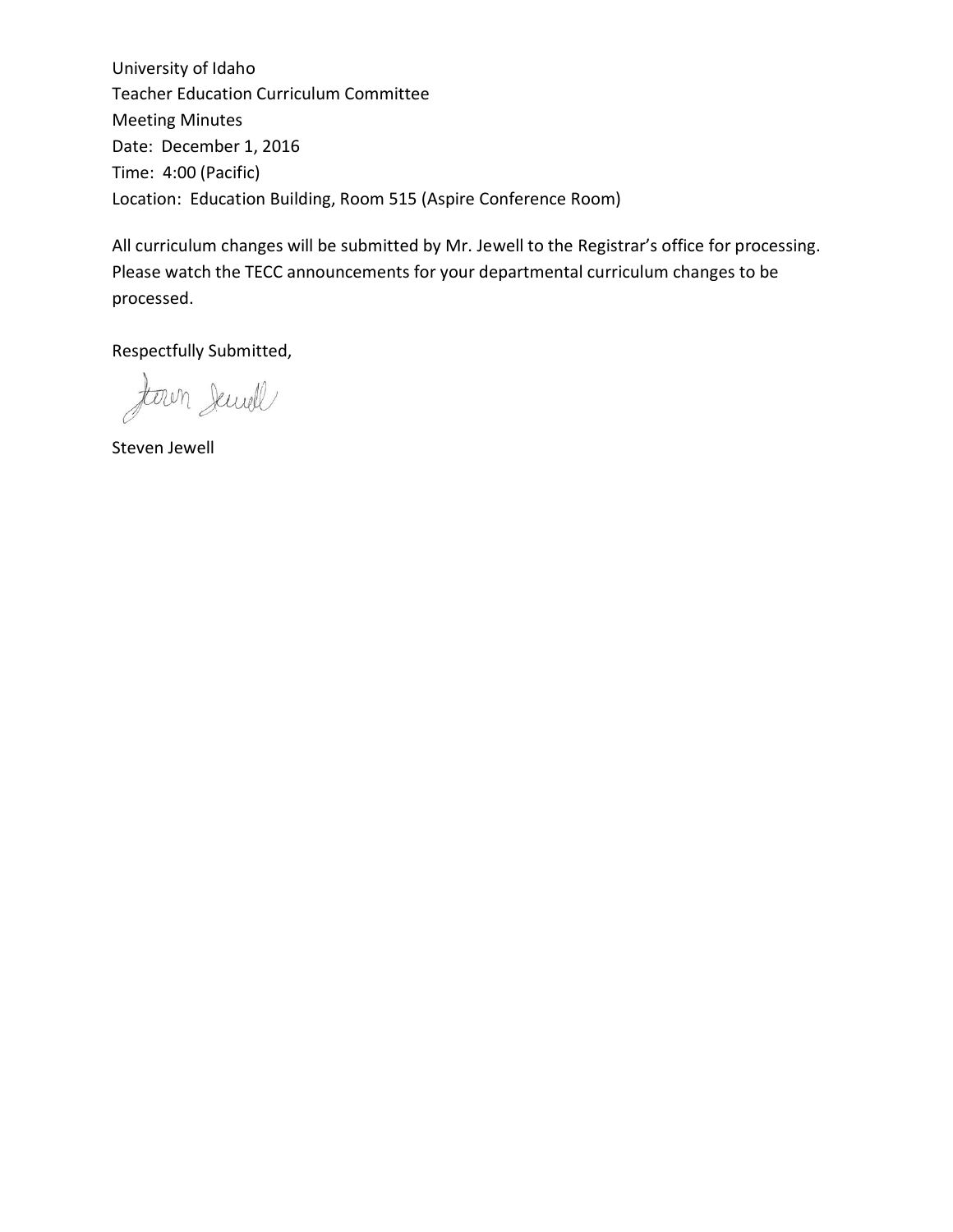University of Idaho
Teacher Education Curriculum Committee
Meeting Minutes
Date: December 1, 2016
Time: 4:00 (Pacific)
Location: Education Building, Room 515 (Aspire Conference Room)

All curriculum changes will be submitted by Mr. Jewell to the Registrar's office for processing. Please watch the TECC announcements for your departmental curriculum changes to be processed.

Respectfully Submitted,

Steven Jewell